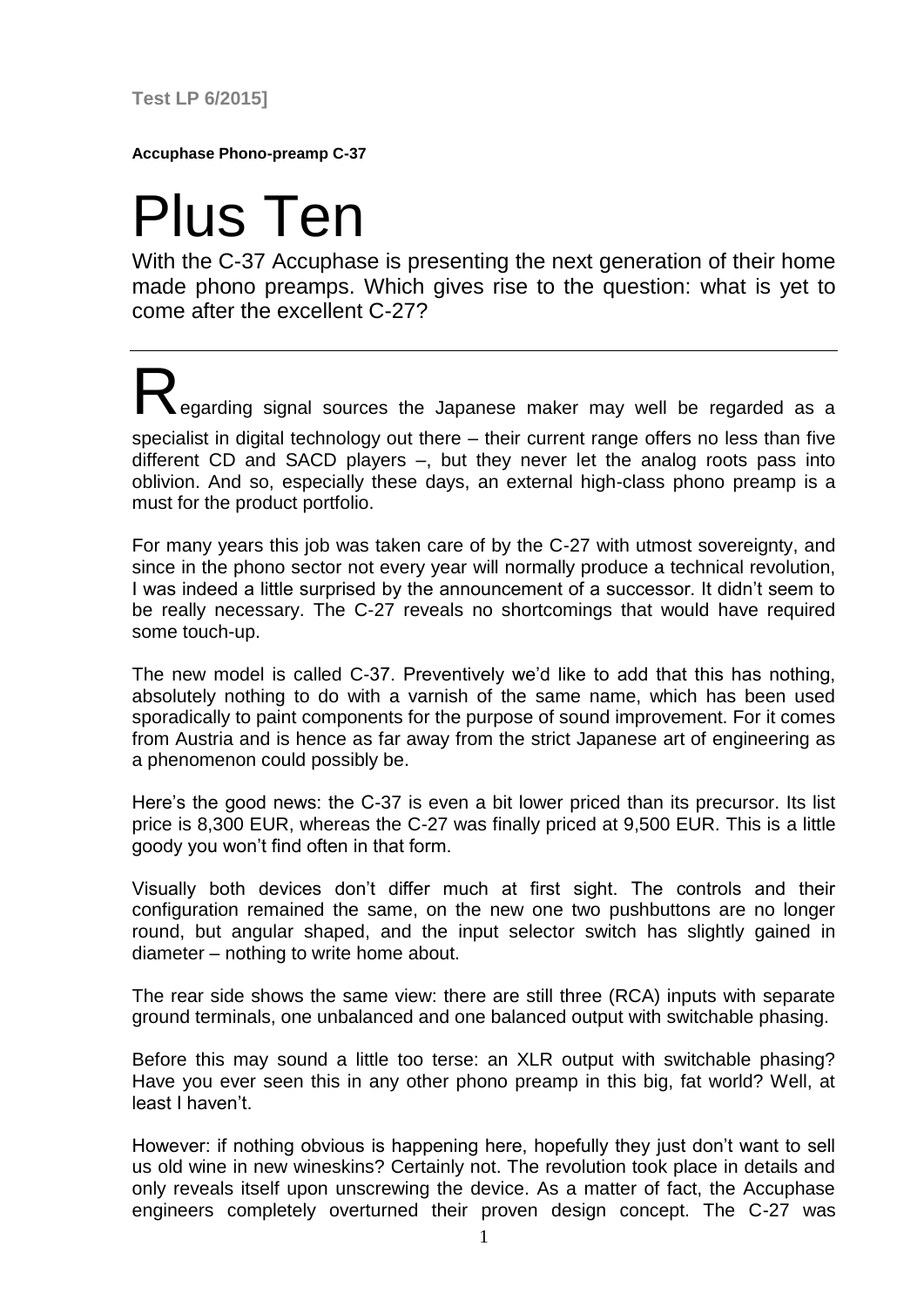**Test LP 6/2015]**

**Accuphase Phono-preamp C-37**

# Plus Ten

With the C-37 Accuphase is presenting the next generation of their home made phono preamps. Which gives rise to the question: what is yet to come after the excellent C-27?

---

Regarding signal sources the Japanese maker may well be regarded as a specialist in digital technology out there – their current range offers no less than five different CD and SACD players –, but they never let the analog roots pass into oblivion. And so, especially these days, an external high-class phono preamp is a must for the product portfolio.

For many years this job was taken care of by the C-27 with utmost sovereignty, and since in the phono sector not every year will normally produce a technical revolution, I was indeed a little surprised by the announcement of a successor. It didn't seem to be really necessary. The C-27 reveals no shortcomings that would have required some touch-up.

The new model is called C-37. Preventively we'd like to add that this has nothing, absolutely nothing to do with a varnish of the same name, which has been used sporadically to paint components for the purpose of sound improvement. For it comes from Austria and is hence as far away from the strict Japanese art of engineering as a phenomenon could possibly be.

Here's the good news: the C-37 is even a bit lower priced than its precursor. Its list price is 8,300 EUR, whereas the C-27 was finally priced at 9,500 EUR. This is a little goody you won't find often in that form.

Visually both devices don't differ much at first sight. The controls and their configuration remained the same, on the new one two pushbuttons are no longer round, but angular shaped, and the input selector switch has slightly gained in diameter – nothing to write home about.

The rear side shows the same view: there are still three (RCA) inputs with separate ground terminals, one unbalanced and one balanced output with switchable phasing.

Before this may sound a little too terse: an XLR output with switchable phasing? Have you ever seen this in any other phono preamp in this big, fat world? Well, at least I haven't.

However: if nothing obvious is happening here, hopefully they just don't want to sell us old wine in new wineskins? Certainly not. The revolution took place in details and only reveals itself upon unscrewing the device. As a matter of fact, the Accuphase engineers completely overturned their proven design concept. The C-27 was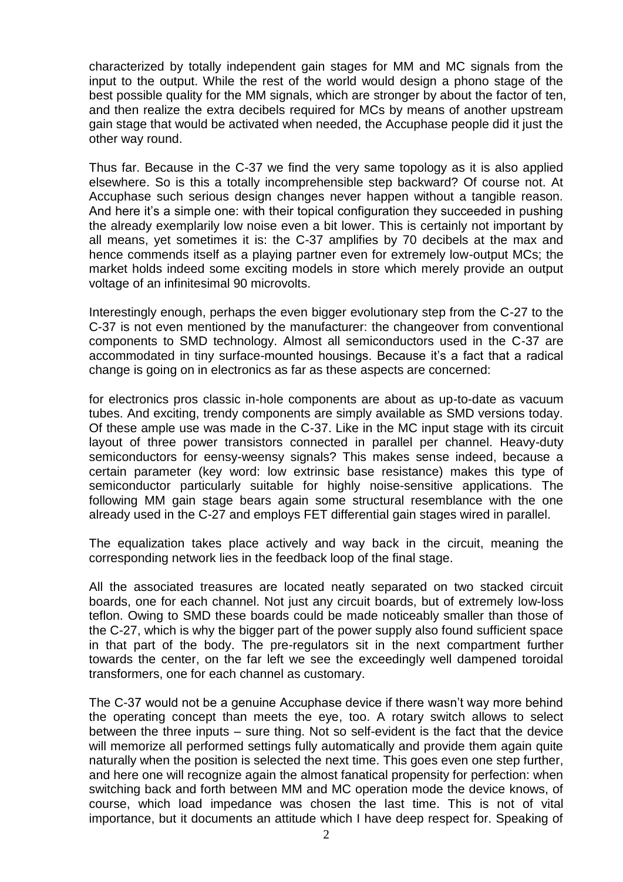characterized by totally independent gain stages for MM and MC signals from the input to the output. While the rest of the world would design a phono stage of the best possible quality for the MM signals, which are stronger by about the factor of ten, and then realize the extra decibels required for MCs by means of another upstream gain stage that would be activated when needed, the Accuphase people did it just the other way round.

Thus far. Because in the C-37 we find the very same topology as it is also applied elsewhere. So is this a totally incomprehensible step backward? Of course not. At Accuphase such serious design changes never happen without a tangible reason. And here it's a simple one: with their topical configuration they succeeded in pushing the already exemplarily low noise even a bit lower. This is certainly not important by all means, yet sometimes it is: the C-37 amplifies by 70 decibels at the max and hence commends itself as a playing partner even for extremely low-output MCs; the market holds indeed some exciting models in store which merely provide an output voltage of an infinitesimal 90 microvolts.

Interestingly enough, perhaps the even bigger evolutionary step from the C-27 to the C-37 is not even mentioned by the manufacturer: the changeover from conventional components to SMD technology. Almost all semiconductors used in the C-37 are accommodated in tiny surface-mounted housings. Because it's a fact that a radical change is going on in electronics as far as these aspects are concerned:

for electronics pros classic in-hole components are about as up-to-date as vacuum tubes. And exciting, trendy components are simply available as SMD versions today. Of these ample use was made in the C-37. Like in the MC input stage with its circuit layout of three power transistors connected in parallel per channel. Heavy-duty semiconductors for eensy-weensy signals? This makes sense indeed, because a certain parameter (key word: low extrinsic base resistance) makes this type of semiconductor particularly suitable for highly noise-sensitive applications. The following MM gain stage bears again some structural resemblance with the one already used in the C-27 and employs FET differential gain stages wired in parallel.

The equalization takes place actively and way back in the circuit, meaning the corresponding network lies in the feedback loop of the final stage.

All the associated treasures are located neatly separated on two stacked circuit boards, one for each channel. Not just any circuit boards, but of extremely low-loss teflon. Owing to SMD these boards could be made noticeably smaller than those of the C-27, which is why the bigger part of the power supply also found sufficient space in that part of the body. The pre-regulators sit in the next compartment further towards the center, on the far left we see the exceedingly well dampened toroidal transformers, one for each channel as customary.

The C-37 would not be a genuine Accuphase device if there wasn't way more behind the operating concept than meets the eye, too. A rotary switch allows to select between the three inputs – sure thing. Not so self-evident is the fact that the device will memorize all performed settings fully automatically and provide them again quite naturally when the position is selected the next time. This goes even one step further, and here one will recognize again the almost fanatical propensity for perfection: when switching back and forth between MM and MC operation mode the device knows, of course, which load impedance was chosen the last time. This is not of vital importance, but it documents an attitude which I have deep respect for. Speaking of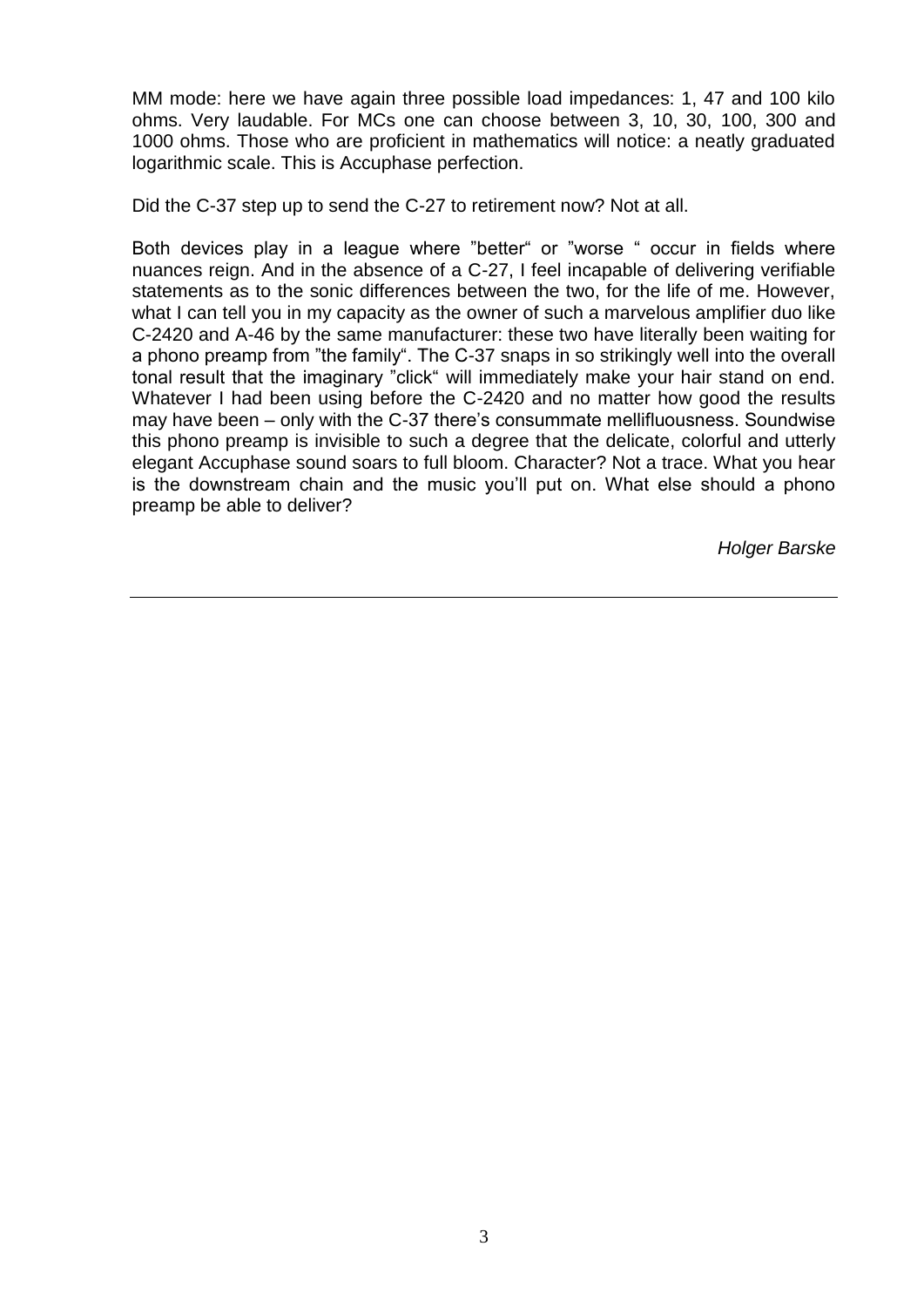MM mode: here we have again three possible load impedances: 1, 47 and 100 kilo ohms. Very laudable. For MCs one can choose between 3, 10, 30, 100, 300 and 1000 ohms. Those who are proficient in mathematics will notice: a neatly graduated logarithmic scale. This is Accuphase perfection.

Did the C-37 step up to send the C-27 to retirement now? Not at all.

Both devices play in a league where ”better“ or ”worse “ occur in fields where nuances reign. And in the absence of a C-27, I feel incapable of delivering verifiable statements as to the sonic differences between the two, for the life of me. However, what I can tell you in my capacity as the owner of such a marvelous amplifier duo like C-2420 and A-46 by the same manufacturer: these two have literally been waiting for a phono preamp from ”the family“. The C-37 snaps in so strikingly well into the overall tonal result that the imaginary ”click“ will immediately make your hair stand on end. Whatever I had been using before the C-2420 and no matter how good the results may have been – only with the C-37 there’s consummate mellifluousness. Soundwise this phono preamp is invisible to such a degree that the delicate, colorful and utterly elegant Accuphase sound soars to full bloom. Character? Not a trace. What you hear is the downstream chain and the music you’ll put on. What else should a phono preamp be able to deliver?

*Holger Barske*